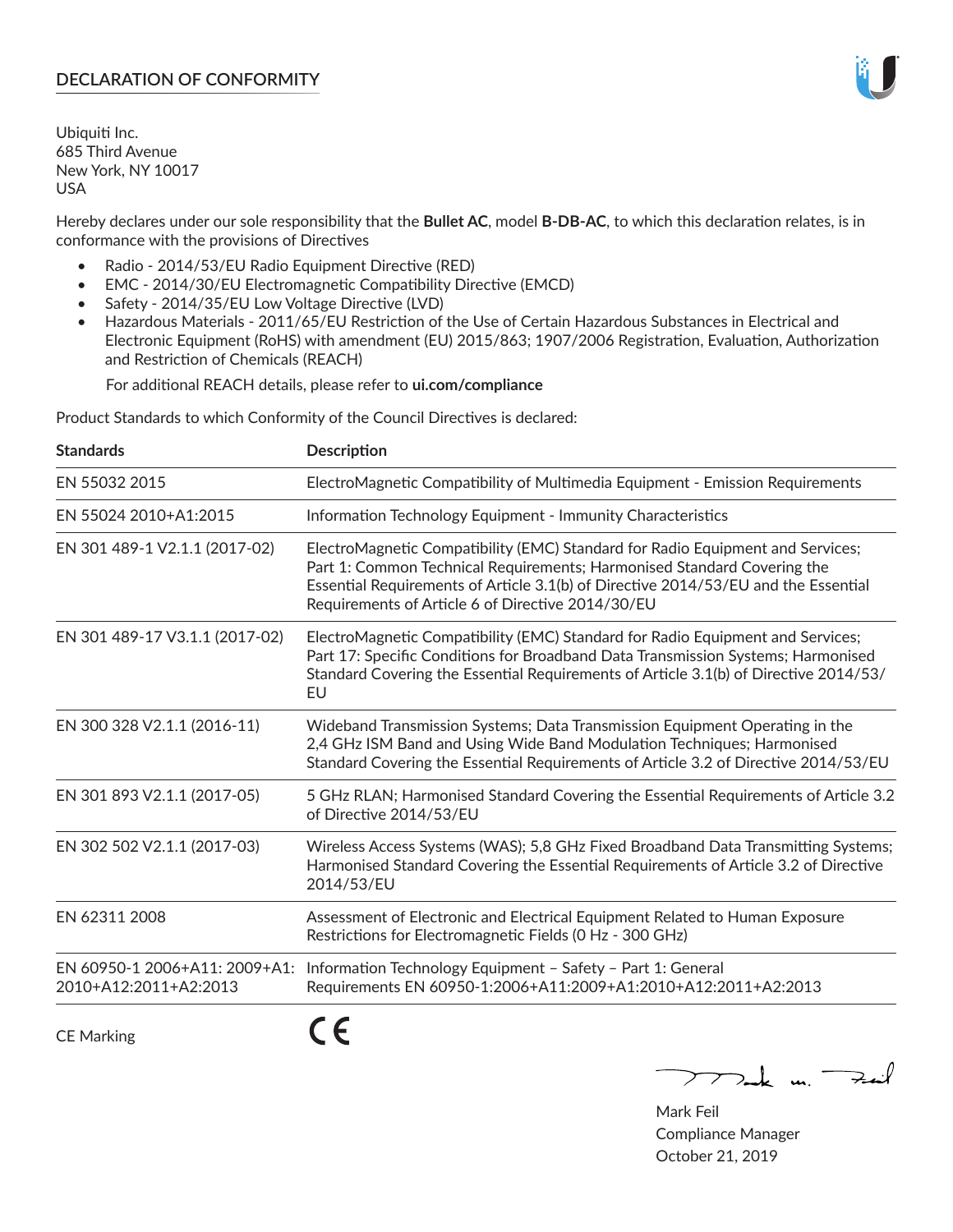## DECLARATION OF CONFORMITY

Ubiquiti Inc.
685 Third Avenue
New York, NY 10017
USA

Hereby declares under our sole responsibility that the **Bullet AC**, model **B-DB-AC**, to which this declaration relates, is in conformance with the provisions of Directives

- Radio - 2014/53/EU Radio Equipment Directive (RED)
- EMC - 2014/30/EU Electromagnetic Compatibility Directive (EMCD)
- Safety - 2014/35/EU Low Voltage Directive (LVD)
- Hazardous Materials - 2011/65/EU Restriction of the Use of Certain Hazardous Substances in Electrical and Electronic Equipment (RoHS) with amendment (EU) 2015/863; 1907/2006 Registration, Evaluation, Authorization and Restriction of Chemicals (REACH)

  For additional REACH details, please refer to **ui.com/compliance**

Product Standards to which Conformity of the Council Directives is declared:

| Standards | Description |
|---|---|
| EN 55032 2015 | ElectroMagnetic Compatibility of Multimedia Equipment - Emission Requirements |
| EN 55024 2010+A1:2015 | Information Technology Equipment - Immunity Characteristics |
| EN 301 489-1 V2.1.1 (2017-02) | ElectroMagnetic Compatibility (EMC) Standard for Radio Equipment and Services; Part 1: Common Technical Requirements; Harmonised Standard Covering the Essential Requirements of Article 3.1(b) of Directive 2014/53/EU and the Essential Requirements of Article 6 of Directive 2014/30/EU |
| EN 301 489-17 V3.1.1 (2017-02) | ElectroMagnetic Compatibility (EMC) Standard for Radio Equipment and Services; Part 17: Specific Conditions for Broadband Data Transmission Systems; Harmonised Standard Covering the Essential Requirements of Article 3.1(b) of Directive 2014/53/EU |
| EN 300 328 V2.1.1 (2016-11) | Wideband Transmission Systems; Data Transmission Equipment Operating in the 2,4 GHz ISM Band and Using Wide Band Modulation Techniques; Harmonised Standard Covering the Essential Requirements of Article 3.2 of Directive 2014/53/EU |
| EN 301 893 V2.1.1 (2017-05) | 5 GHz RLAN; Harmonised Standard Covering the Essential Requirements of Article 3.2 of Directive 2014/53/EU |
| EN 302 502 V2.1.1 (2017-03) | Wireless Access Systems (WAS); 5,8 GHz Fixed Broadband Data Transmitting Systems; Harmonised Standard Covering the Essential Requirements of Article 3.2 of Directive 2014/53/EU |
| EN 62311 2008 | Assessment of Electronic and Electrical Equipment Related to Human Exposure Restrictions for Electromagnetic Fields (0 Hz - 300 GHz) |
| EN 60950-1 2006+A11: 2009+A1: 2010+A12:2011+A2:2013 | Information Technology Equipment – Safety – Part 1: General Requirements EN 60950-1:2006+A11:2009+A1:2010+A12:2011+A2:2013 |
| CE Marking | CE |

Mark Feil
Compliance Manager
October 21, 2019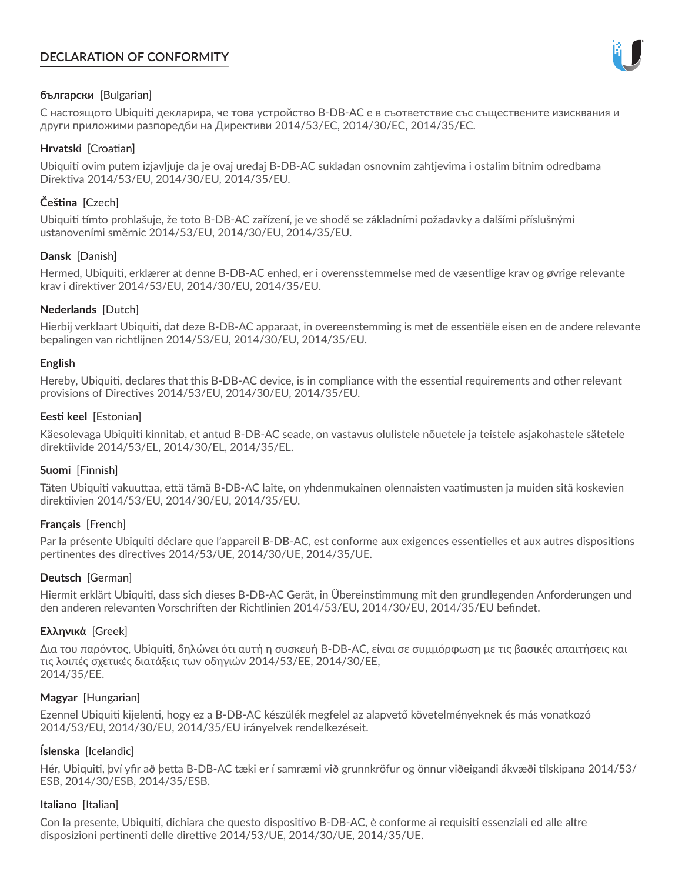# DECLARATION OF CONFORMITY

**български** [Bulgarian]

С настоящото Ubiquiti декларира, че това устройство B-DB-AC е в съответствие със съществените изисквания и други приложими разпоредби на Директиви 2014/53/EC, 2014/30/ЕС, 2014/35/ЕС.

**Hrvatski** [Croatian]

Ubiquiti ovim putem izjavljuje da je ovaj uređaj B-DB-AC sukladan osnovnim zahtjevima i ostalim bitnim odredbama Direktiva 2014/53/EU, 2014/30/EU, 2014/35/EU.

**Čeština** [Czech]

Ubiquiti tímto prohlašuje, že toto B-DB-AC zařízení, je ve shodě se základními požadavky a dalšími příslušnými ustanoveními směrnic 2014/53/EU, 2014/30/EU, 2014/35/EU.

**Dansk** [Danish]

Hermed, Ubiquiti, erklærer at denne B-DB-AC enhed, er i overensstemmelse med de væsentlige krav og øvrige relevante krav i direktiver 2014/53/EU, 2014/30/EU, 2014/35/EU.

**Nederlands** [Dutch]

Hierbij verklaart Ubiquiti, dat deze B-DB-AC apparaat, in overeenstemming is met de essentiële eisen en de andere relevante bepalingen van richtlijnen 2014/53/EU, 2014/30/EU, 2014/35/EU.

**English**

Hereby, Ubiquiti, declares that this B-DB-AC device, is in compliance with the essential requirements and other relevant provisions of Directives 2014/53/EU, 2014/30/EU, 2014/35/EU.

**Eesti keel** [Estonian]

Käesolevaga Ubiquiti kinnitab, et antud B-DB-AC seade, on vastavus olulistele nõuetele ja teistele asjakohastele sätetele direktiivide 2014/53/EL, 2014/30/EL, 2014/35/EL.

**Suomi** [Finnish]

Täten Ubiquiti vakuuttaa, että tämä B-DB-AC laite, on yhdenmukainen olennaisten vaatimusten ja muiden sitä koskevien direktiivien 2014/53/EU, 2014/30/EU, 2014/35/EU.

**Français** [French]

Par la présente Ubiquiti déclare que l'appareil B-DB-AC, est conforme aux exigences essentielles et aux autres dispositions pertinentes des directives 2014/53/UE, 2014/30/UE, 2014/35/UE.

**Deutsch** [German]

Hiermit erklärt Ubiquiti, dass sich dieses B-DB-AC Gerät, in Übereinstimmung mit den grundlegenden Anforderungen und den anderen relevanten Vorschriften der Richtlinien 2014/53/EU, 2014/30/EU, 2014/35/EU befindet.

**Ελληνικά** [Greek]

Δια του παρόντος, Ubiquiti, δηλώνει ότι αυτή η συσκευή B-DB-AC, είναι σε συμμόρφωση με τις βασικές απαιτήσεις και τις λοιπές σχετικές διατάξεις των οδηγιών 2014/53/EE, 2014/30/EE, 2014/35/EE.

**Magyar** [Hungarian]

Ezennel Ubiquiti kijelenti, hogy ez a B-DB-AC készülék megfelel az alapvető követelményeknek és más vonatkozó 2014/53/EU, 2014/30/EU, 2014/35/EU irányelvek rendelkezéseit.

**Íslenska** [Icelandic]

Hér, Ubiquiti, því yfir að þetta B-DB-AC tæki er í samræmi við grunnkröfur og önnur viðeigandi ákvæði tilskipana 2014/53/ESB, 2014/30/ESB, 2014/35/ESB.

**Italiano** [Italian]

Con la presente, Ubiquiti, dichiara che questo dispositivo B-DB-AC, è conforme ai requisiti essenziali ed alle altre disposizioni pertinenti delle direttive 2014/53/UE, 2014/30/UE, 2014/35/UE.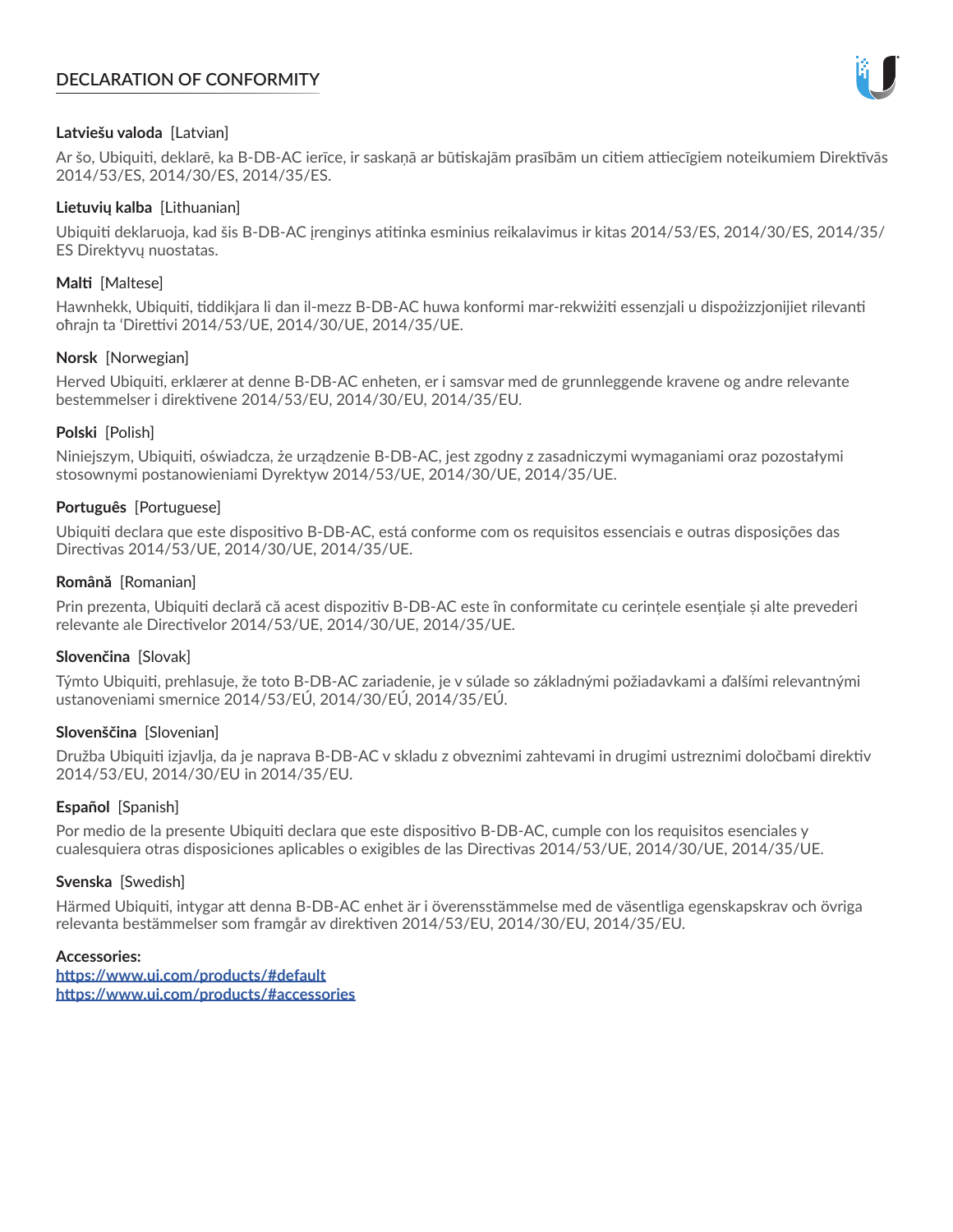# DECLARATION OF CONFORMITY

**Latviešu valoda** [Latvian]

Ar šo, Ubiquiti, deklarē, ka B-DB-AC ierīce, ir saskaņā ar būtiskajām prasībām un citiem attiecīgiem noteikumiem Direktīvās 2014/53/ES, 2014/30/ES, 2014/35/ES.

**Lietuvių kalba** [Lithuanian]

Ubiquiti deklaruoja, kad šis B-DB-AC įrenginys atitinka esminius reikalavimus ir kitas 2014/53/ES, 2014/30/ES, 2014/35/ES Direktyvų nuostatas.

**Malti** [Maltese]

Hawnhekk, Ubiquiti, tiddikjara li dan il-mezz B-DB-AC huwa konformi mar-rekwiżiti essenzjali u dispożizzjonijiet rilevanti oħrajn ta 'Direttivi 2014/53/UE, 2014/30/UE, 2014/35/UE.

**Norsk** [Norwegian]

Herved Ubiquiti, erklærer at denne B-DB-AC enheten, er i samsvar med de grunnleggende kravene og andre relevante bestemmelser i direktivene 2014/53/EU, 2014/30/EU, 2014/35/EU.

**Polski** [Polish]

Niniejszym, Ubiquiti, oświadcza, że urządzenie B-DB-AC, jest zgodny z zasadniczymi wymaganiami oraz pozostałymi stosownymi postanowieniami Dyrektyw 2014/53/UE, 2014/30/UE, 2014/35/UE.

**Português** [Portuguese]

Ubiquiti declara que este dispositivo B-DB-AC, está conforme com os requisitos essenciais e outras disposições das Directivas 2014/53/UE, 2014/30/UE, 2014/35/UE.

**Română** [Romanian]

Prin prezenta, Ubiquiti declară că acest dispozitiv B-DB-AC este în conformitate cu cerințele esențiale și alte prevederi relevante ale Directivelor 2014/53/UE, 2014/30/UE, 2014/35/UE.

**Slovenčina** [Slovak]

Týmto Ubiquiti, prehlasuje, že toto B-DB-AC zariadenie, je v súlade so základnými požiadavkami a ďalšími relevantnými ustanoveniami smernice 2014/53/EÚ, 2014/30/EÚ, 2014/35/EÚ.

**Slovenščina** [Slovenian]

Družba Ubiquiti izjavlja, da je naprava B-DB-AC v skladu z obveznimi zahtevami in drugimi ustreznimi določbami direktiv 2014/53/EU, 2014/30/EU in 2014/35/EU.

**Español** [Spanish]

Por medio de la presente Ubiquiti declara que este dispositivo B-DB-AC, cumple con los requisitos esenciales y cualesquiera otras disposiciones aplicables o exigibles de las Directivas 2014/53/UE, 2014/30/UE, 2014/35/UE.

**Svenska** [Swedish]

Härmed Ubiquiti, intygar att denna B-DB-AC enhet är i överensstämmelse med de väsentliga egenskapskrav och övriga relevanta bestämmelser som framgår av direktiven 2014/53/EU, 2014/30/EU, 2014/35/EU.

**Accessories:**
**https://www.ui.com/products/#default**
**https://www.ui.com/products/#accessories**